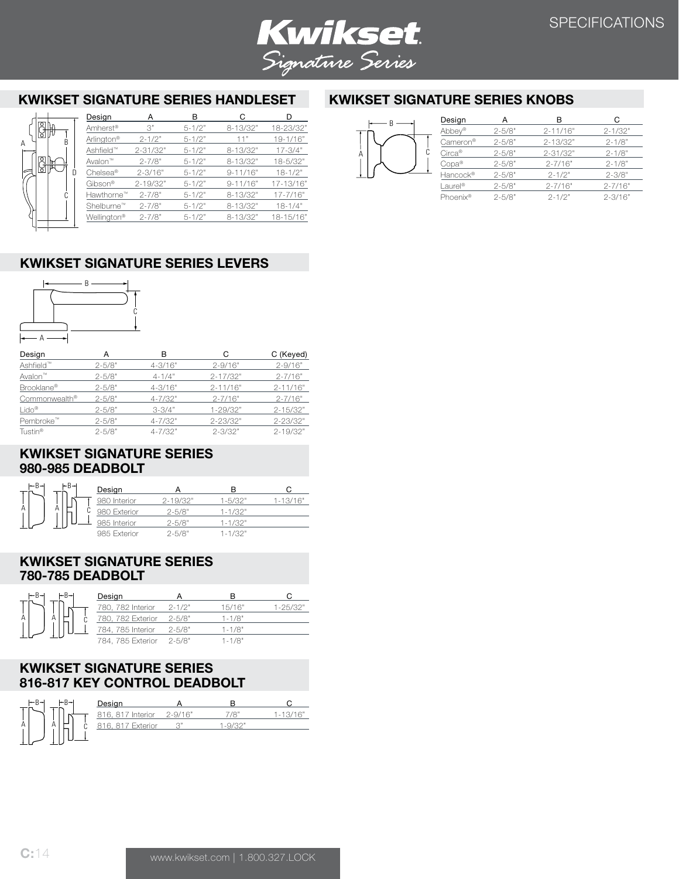# Kwikset Signature Series

SPECIFICATIONS

## KWIKSET SIGNATURE SERIES HANDLESET

| Design | A | B | C | D |
|---|---|---|---|---|
| Amherst® | 3" | 5-1/2" | 8-13/32" | 18-23/32" |
| Arlington® | 2-1/2" | 5-1/2" | 11" | 19-1/16" |
| Ashfield™ | 2-31/32" | 5-1/2" | 8-13/32" | 17-3/4" |
| Avalon™ | 2-7/8" | 5-1/2" | 8-13/32" | 18-5/32" |
| Chelsea® | 2-3/16" | 5-1/2" | 9-11/16" | 18-1/2" |
| Gibson® | 2-19/32" | 5-1/2" | 9-11/16" | 17-13/16" |
| Hawthorne™ | 2-7/8" | 5-1/2" | 8-13/32" | 17-7/16" |
| Shelburne™ | 2-7/8" | 5-1/2" | 8-13/32" | 18-1/4" |
| Wellington® | 2-7/8" | 5-1/2" | 8-13/32" | 18-15/16" |

## KWIKSET SIGNATURE SERIES KNOBS

| Design | A | B | C |
|---|---|---|---|
| Abbey® | 2-5/8" | 2-11/16" | 2-1/32" |
| Cameron® | 2-5/8" | 2-13/32" | 2-1/8" |
| Circa® | 2-5/8" | 2-31/32" | 2-1/8" |
| Copa® | 2-5/8" | 2-7/16" | 2-1/8" |
| Hancock® | 2-5/8" | 2-1/2" | 2-3/8" |
| Laurel® | 2-5/8" | 2-7/16" | 2-7/16" |
| Phoenix® | 2-5/8" | 2-1/2" | 2-3/16" |

## KWIKSET SIGNATURE SERIES LEVERS

| Design | A | B | C | C (Keyed) |
|---|---|---|---|---|
| Ashfield™ | 2-5/8" | 4-3/16" | 2-9/16" | 2-9/16" |
| Avalon™ | 2-5/8" | 4-1/4" | 2-17/32" | 2-7/16" |
| Brooklane® | 2-5/8" | 4-3/16" | 2-11/16" | 2-11/16" |
| Commonwealth® | 2-5/8" | 4-7/32" | 2-7/16" | 2-7/16" |
| Lido® | 2-5/8" | 3-3/4" | 1-29/32" | 2-15/32" |
| Pembroke™ | 2-5/8" | 4-7/32" | 2-23/32" | 2-23/32" |
| Tustin® | 2-5/8" | 4-7/32" | 2-3/32" | 2-19/32" |

## KWIKSET SIGNATURE SERIES 980-985 DEADBOLT

| Design | A | B | C |
|---|---|---|---|
| 980 Interior | 2-19/32" | 1-5/32" | 1-13/16" |
| 980 Exterior | 2-5/8" | 1-1/32" | |
| 985 Interior | 2-5/8" | 1-1/32" | |
| 985 Exterior | 2-5/8" | 1-1/32" | |

## KWIKSET SIGNATURE SERIES 780-785 DEADBOLT

| Design | A | B | C |
|---|---|---|---|
| 780, 782 Interior | 2-1/2" | 15/16" | 1-25/32" |
| 780, 782 Exterior | 2-5/8" | 1-1/8" | |
| 784, 785 Interior | 2-5/8" | 1-1/8" | |
| 784, 785 Exterior | 2-5/8" | 1-1/8" | |

## KWIKSET SIGNATURE SERIES 816-817 KEY CONTROL DEADBOLT

| Design | A | B | C |
|---|---|---|---|
| 816, 817 Interior | 2-9/16" | 7/8" | 1-13/16" |
| 816, 817 Exterior | 3" | 1-9/32" | |

www.kwikset.com | 1.800.327.LOCK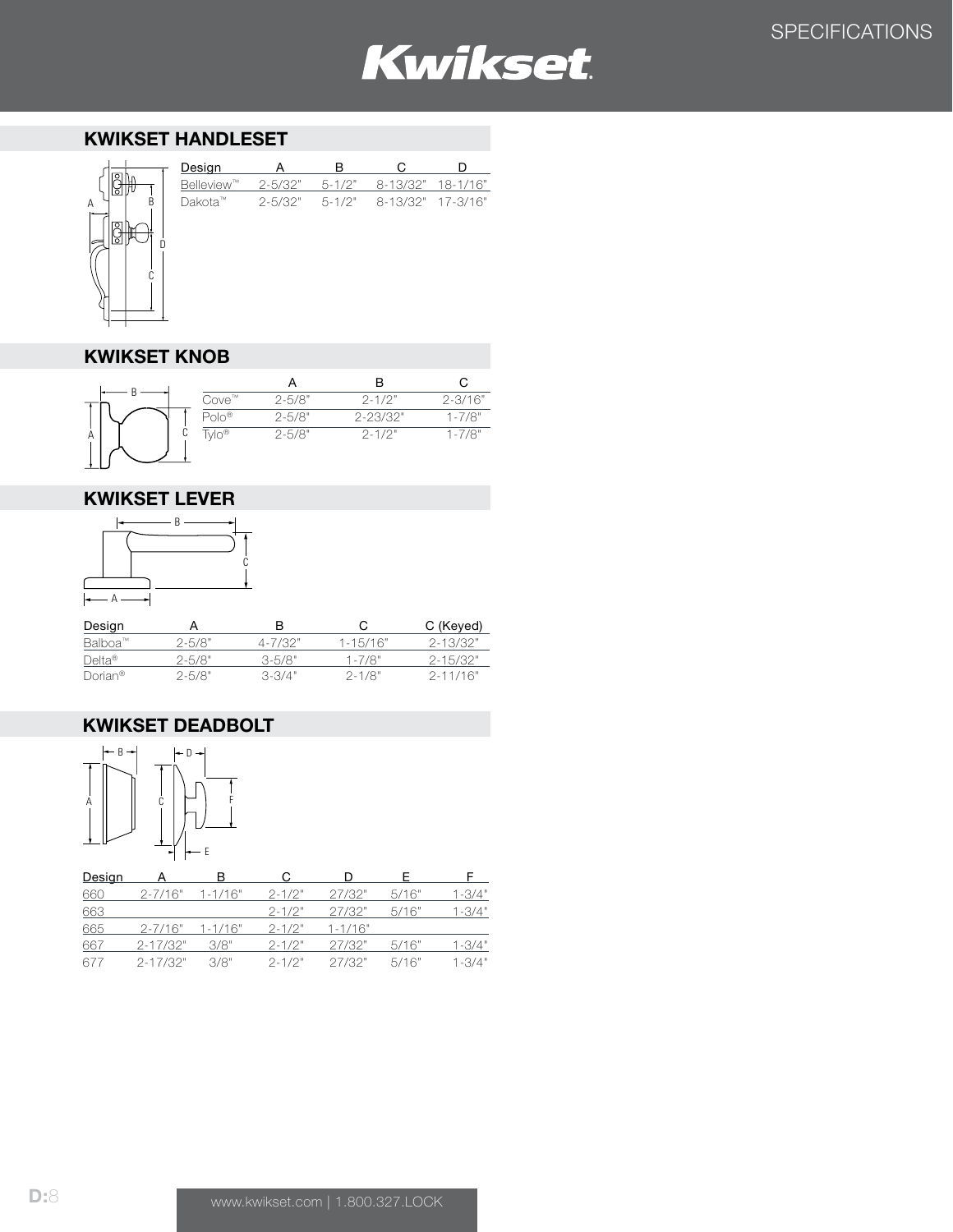## KWIKSET HANDLESET

| Design | A | B | C | D |
| --- | --- | --- | --- | --- |
| Belleview™ | 2-5/32" | 5-1/2" | 8-13/32" | 18-1/16" |
| Dakota™ | 2-5/32" | 5-1/2" | 8-13/32" | 17-3/16" |

## KWIKSET KNOB

| | A | B | C |
| --- | --- | --- | --- |
| Cove™ | 2-5/8" | 2-1/2" | 2-3/16" |
| Polo® | 2-5/8" | 2-23/32" | 1-7/8" |
| Tylo® | 2-5/8" | 2-1/2" | 1-7/8" |

## KWIKSET LEVER

| Design | A | B | C | C (Keyed) |
| --- | --- | --- | --- | --- |
| Balboa™ | 2-5/8" | 4-7/32" | 1-15/16" | 2-13/32" |
| Delta® | 2-5/8" | 3-5/8" | 1-7/8" | 2-15/32" |
| Dorian® | 2-5/8" | 3-3/4" | 2-1/8" | 2-11/16" |

## KWIKSET DEADBOLT

| Design | A | B | C | D | E | F |
| --- | --- | --- | --- | --- | --- | --- |
| 660 | 2-7/16" | 1-1/16" | 2-1/2" | 27/32" | 5/16" | 1-3/4" |
| 663 | | | 2-1/2" | 27/32" | 5/16" | 1-3/4" |
| 665 | 2-7/16" | 1-1/16" | 2-1/2" | 1-1/16" | | |
| 667 | 2-17/32" | 3/8" | 2-1/2" | 27/32" | 5/16" | 1-3/4" |
| 677 | 2-17/32" | 3/8" | 2-1/2" | 27/32" | 5/16" | 1-3/4" |